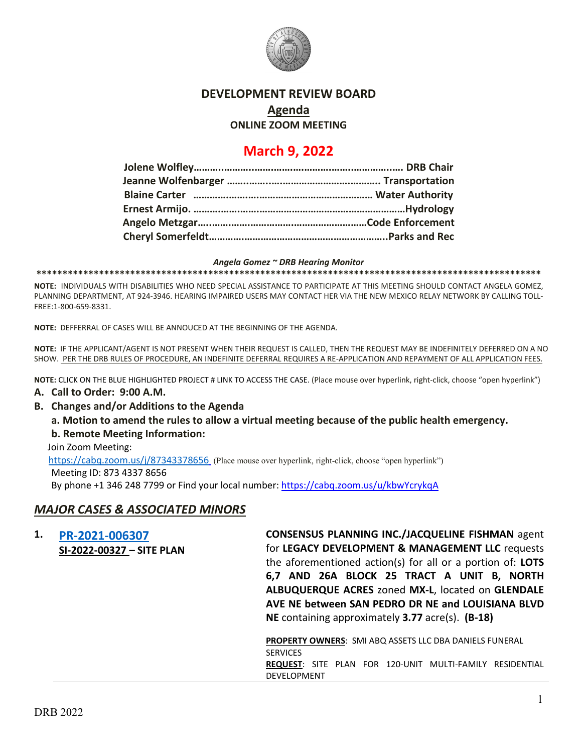# DEVELOPMENT REVIEW BOARD

## Agenda

**ONLINE ZOOM MEETING**

## March 9, 2022

**Jolene Wolfley……………………………………………………………….. DRB Chair**
**Jeanne Wolfenbarger ………………………………………………….. Transportation**
**Blaine Carter ………………………………………………………… Water Authority**
**Ernest Armijo. ……………………………………………………………………Hydrology**
**Angelo Metzgar…………………………………………………………Code Enforcement**
**Cheryl Somerfeldt…………………………………………………………..Parks and Rec**

***Angela Gomez ~ DRB Hearing Monitor***

**NOTE:** INDIVIDUALS WITH DISABILITIES WHO NEED SPECIAL ASSISTANCE TO PARTICIPATE AT THIS MEETING SHOULD CONTACT ANGELA GOMEZ, PLANNING DEPARTMENT, AT 924-3946. HEARING IMPAIRED USERS MAY CONTACT HER VIA THE NEW MEXICO RELAY NETWORK BY CALLING TOLL-FREE:1-800-659-8331.

**NOTE:** DEFFERRAL OF CASES WILL BE ANNOUCED AT THE BEGINNING OF THE AGENDA.

**NOTE:** IF THE APPLICANT/AGENT IS NOT PRESENT WHEN THEIR REQUEST IS CALLED, THEN THE REQUEST MAY BE INDEFINITELY DEFERRED ON A NO SHOW. PER THE DRB RULES OF PROCEDURE, AN INDEFINITE DEFERRAL REQUIRES A RE-APPLICATION AND REPAYMENT OF ALL APPLICATION FEES.

**NOTE:** CLICK ON THE BLUE HIGHLIGHTED PROJECT # LINK TO ACCESS THE CASE. (Place mouse over hyperlink, right-click, choose "open hyperlink")

**A. Call to Order: 9:00 A.M.**

**B. Changes and/or Additions to the Agenda**

**a. Motion to amend the rules to allow a virtual meeting because of the public health emergency.**

**b. Remote Meeting Information:**

Join Zoom Meeting:
https://cabq.zoom.us/j/87343378656 (Place mouse over hyperlink, right-click, choose "open hyperlink")
Meeting ID: 873 4337 8656
By phone +1 346 248 7799 or Find your local number: https://cabq.zoom.us/u/kbwYcrykqA

## *MAJOR CASES & ASSOCIATED MINORS*

**1. PR-2021-006307**
**SI-2022-00327 – SITE PLAN**

**CONSENSUS PLANNING INC./JACQUELINE FISHMAN** agent for **LEGACY DEVELOPMENT & MANAGEMENT LLC** requests the aforementioned action(s) for all or a portion of: **LOTS 6,7 AND 26A BLOCK 25 TRACT A UNIT B, NORTH ALBUQUERQUE ACRES** zoned **MX-L**, located on **GLENDALE AVE NE between SAN PEDRO DR NE and LOUISIANA BLVD NE** containing approximately **3.77** acre(s). **(B-18)**

**PROPERTY OWNERS**: SMI ABQ ASSETS LLC DBA DANIELS FUNERAL SERVICES
**REQUEST**: SITE PLAN FOR 120-UNIT MULTI-FAMILY RESIDENTIAL DEVELOPMENT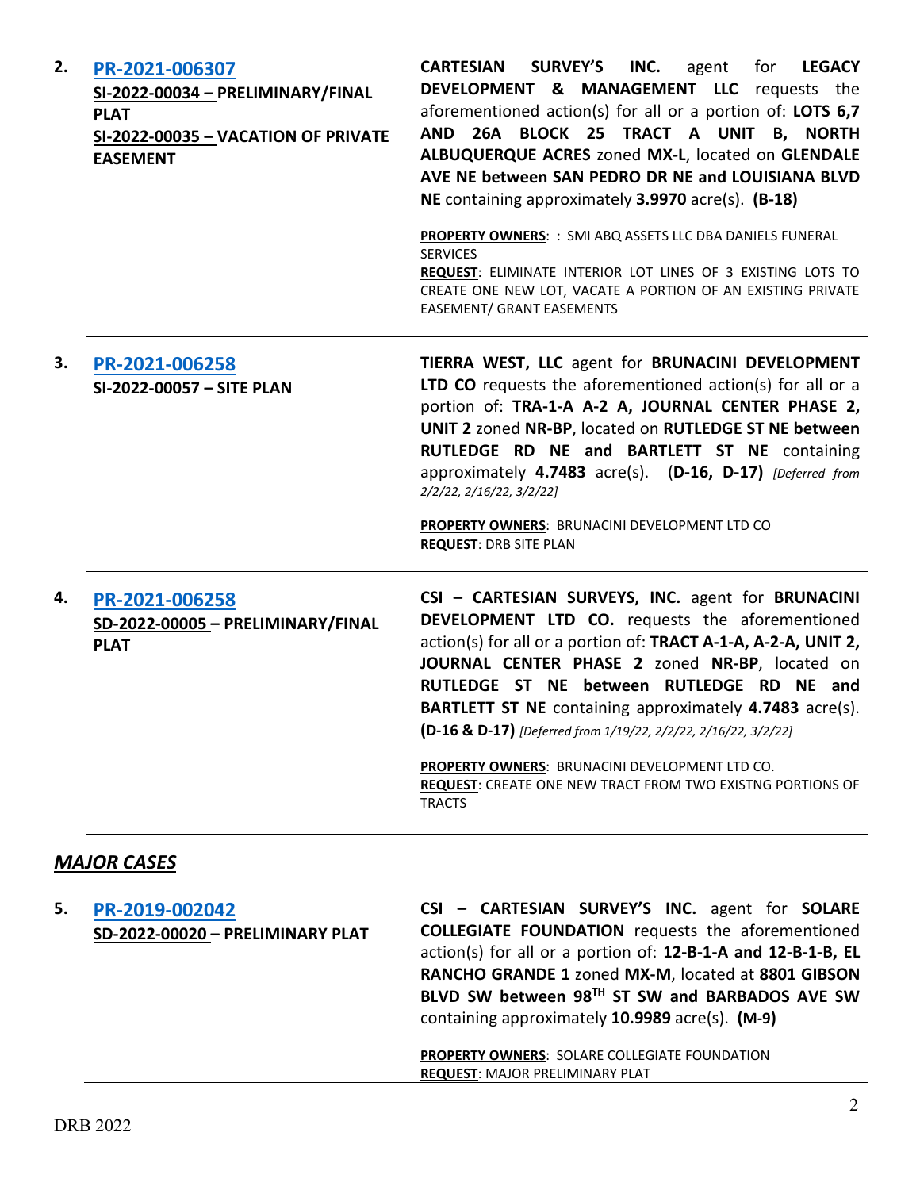| | | |
|---|---|---|
| **2.** | **[PR-2021-006307](#)**<br>**SI-2022-00034 – PRELIMINARY/FINAL PLAT**<br>**SI-2022-00035 – VACATION OF PRIVATE EASEMENT** | **CARTESIAN SURVEY'S INC.** agent for **LEGACY DEVELOPMENT & MANAGEMENT LLC** requests the aforementioned action(s) for all or a portion of: **LOTS 6,7 AND 26A BLOCK 25 TRACT A UNIT B, NORTH ALBUQUERQUE ACRES** zoned **MX-L**, located on **GLENDALE AVE NE between SAN PEDRO DR NE and LOUISIANA BLVD NE** containing approximately **3.9970** acre(s). **(B-18)**<br><br>**PROPERTY OWNERS**: : SMI ABQ ASSETS LLC DBA DANIELS FUNERAL SERVICES<br>**REQUEST**: ELIMINATE INTERIOR LOT LINES OF 3 EXISTING LOTS TO CREATE ONE NEW LOT, VACATE A PORTION OF AN EXISTING PRIVATE EASEMENT/ GRANT EASEMENTS |
| **3.** | **[PR-2021-006258](#)**<br>**SI-2022-00057 – SITE PLAN** | **TIERRA WEST, LLC** agent for **BRUNACINI DEVELOPMENT LTD CO** requests the aforementioned action(s) for all or a portion of: **TRA-1-A A-2 A, JOURNAL CENTER PHASE 2, UNIT 2** zoned **NR-BP**, located on **RUTLEDGE ST NE between RUTLEDGE RD NE and BARTLETT ST NE** containing approximately **4.7483** acre(s). **(D-16, D-17)** *[Deferred from 2/2/22, 2/16/22, 3/2/22]*<br><br>**PROPERTY OWNERS**: BRUNACINI DEVELOPMENT LTD CO<br>**REQUEST**: DRB SITE PLAN |
| **4.** | **[PR-2021-006258](#)**<br>**SD-2022-00005 – PRELIMINARY/FINAL PLAT** | **CSI – CARTESIAN SURVEYS, INC.** agent for **BRUNACINI DEVELOPMENT LTD CO.** requests the aforementioned action(s) for all or a portion of: **TRACT A-1-A, A-2-A, UNIT 2, JOURNAL CENTER PHASE 2** zoned **NR-BP**, located on **RUTLEDGE ST NE between RUTLEDGE RD NE and BARTLETT ST NE** containing approximately **4.7483** acre(s). **(D-16 & D-17)** *[Deferred from 1/19/22, 2/2/22, 2/16/22, 3/2/22]*<br><br>**PROPERTY OWNERS**: BRUNACINI DEVELOPMENT LTD CO.<br>**REQUEST**: CREATE ONE NEW TRACT FROM TWO EXISTNG PORTIONS OF TRACTS |

## *MAJOR CASES*

| | | |
|---|---|---|
| **5.** | **[PR-2019-002042](#)**<br>**SD-2022-00020 – PRELIMINARY PLAT** | **CSI – CARTESIAN SURVEY'S INC.** agent for **SOLARE COLLEGIATE FOUNDATION** requests the aforementioned action(s) for all or a portion of: **12-B-1-A and 12-B-1-B, EL RANCHO GRANDE 1** zoned **MX-M**, located at **8801 GIBSON BLVD SW between 98$^{TH}$ ST SW and BARBADOS AVE SW** containing approximately **10.9989** acre(s). **(M-9)**<br><br>**PROPERTY OWNERS**: SOLARE COLLEGIATE FOUNDATION<br>**REQUEST**: MAJOR PRELIMINARY PLAT |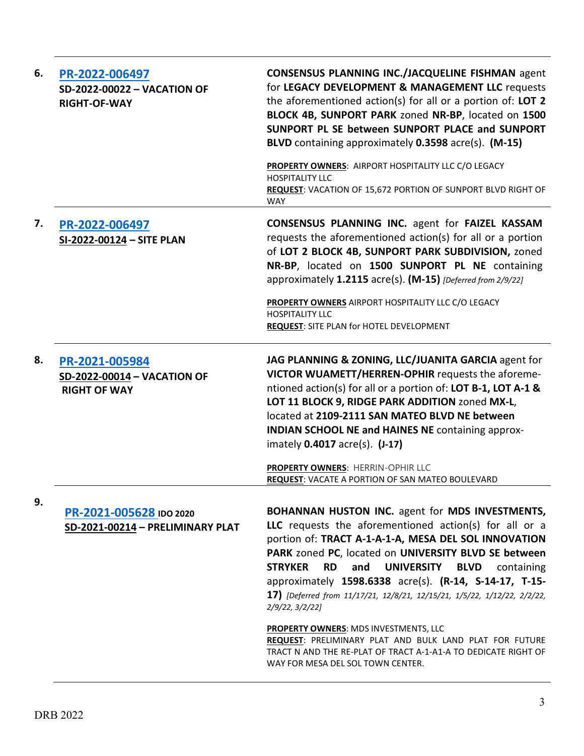| | | |
|---|---|---|
| **6.** | **PR-2022-006497**<br>**SD-2022-00022 – VACATION OF RIGHT-OF-WAY** | **CONSENSUS PLANNING INC./JACQUELINE FISHMAN** agent for **LEGACY DEVELOPMENT & MANAGEMENT LLC** requests the aforementioned action(s) for all or a portion of: **LOT 2 BLOCK 4B, SUNPORT PARK** zoned **NR-BP**, located on **1500 SUNPORT PL SE between SUNPORT PLACE and SUNPORT BLVD** containing approximately **0.3598** acre(s). **(M-15)**<br><br>**PROPERTY OWNERS**: AIRPORT HOSPITALITY LLC C/O LEGACY HOSPITALITY LLC<br>**REQUEST**: VACATION OF 15,672 PORTION OF SUNPORT BLVD RIGHT OF WAY |
| **7.** | **PR-2022-006497**<br>**SI-2022-00124 – SITE PLAN** | **CONSENSUS PLANNING INC.** agent for **FAIZEL KASSAM** requests the aforementioned action(s) for all or a portion of **LOT 2 BLOCK 4B, SUNPORT PARK SUBDIVISION,** zoned **NR-BP**, located on **1500 SUNPORT PL NE** containing approximately **1.2115** acre(s). **(M-15)** *[Deferred from 2/9/22]*<br><br>**PROPERTY OWNERS** AIRPORT HOSPITALITY LLC C/O LEGACY HOSPITALITY LLC<br>**REQUEST**: SITE PLAN for HOTEL DEVELOPMENT |
| **8.** | **PR-2021-005984**<br>**SD-2022-00014 – VACATION OF RIGHT OF WAY** | **JAG PLANNING & ZONING, LLC/JUANITA GARCIA** agent for **VICTOR WUAMETT/HERREN-OPHIR** requests the aforementioned action(s) for all or a portion of: **LOT B-1, LOT A-1 & LOT 11 BLOCK 9, RIDGE PARK ADDITION** zoned **MX-L**, located at **2109-2111 SAN MATEO BLVD NE between INDIAN SCHOOL NE and HAINES NE** containing approximately **0.4017** acre(s). **(J-17)**<br><br>**PROPERTY OWNERS**: HERRIN-OPHIR LLC<br>**REQUEST**: VACATE A PORTION OF SAN MATEO BOULEVARD |
| **9.** | **PR-2021-005628** **IDO 2020**<br>**SD-2021-00214 – PRELIMINARY PLAT** | **BOHANNAN HUSTON INC.** agent for **MDS INVESTMENTS, LLC** requests the aforementioned action(s) for all or a portion of: **TRACT A-1-A-1-A, MESA DEL SOL INNOVATION PARK** zoned **PC**, located on **UNIVERSITY BLVD SE between STRYKER RD and UNIVERSITY BLVD** containing approximately **1598.6338** acre(s). **(R-14, S-14-17, T-15-17)** *[Deferred from 11/17/21, 12/8/21, 12/15/21, 1/5/22, 1/12/22, 2/2/22, 2/9/22, 3/2/22]*<br><br>**PROPERTY OWNERS**: MDS INVESTMENTS, LLC<br>**REQUEST**: PRELIMINARY PLAT AND BULK LAND PLAT FOR FUTURE TRACT N AND THE RE-PLAT OF TRACT A-1-A1-A TO DEDICATE RIGHT OF WAY FOR MESA DEL SOL TOWN CENTER. |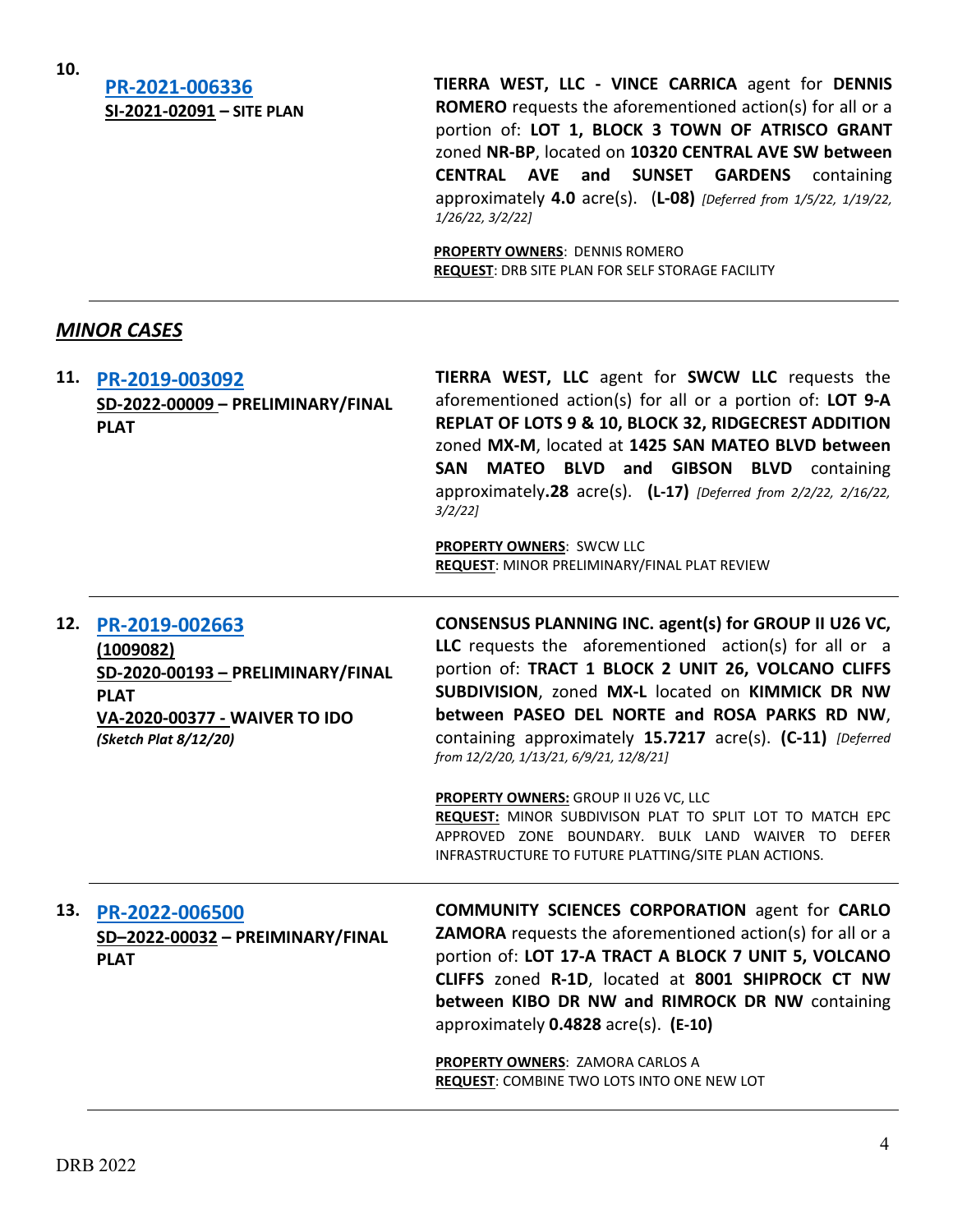**10.** **PR-2021-006336**
**SI-2021-02091 – SITE PLAN**

**TIERRA WEST, LLC - VINCE CARRICA** agent for **DENNIS ROMERO** requests the aforementioned action(s) for all or a portion of: **LOT 1, BLOCK 3 TOWN OF ATRISCO GRANT** zoned **NR-BP**, located on **10320 CENTRAL AVE SW between CENTRAL AVE and SUNSET GARDENS** containing approximately **4.0** acre(s). (**L-08)** *[Deferred from 1/5/22, 1/19/22, 1/26/22, 3/2/22]*

**PROPERTY OWNERS**: DENNIS ROMERO
**REQUEST**: DRB SITE PLAN FOR SELF STORAGE FACILITY

---

## *MINOR CASES*

**11.** **PR-2019-003092**
**SD-2022-00009 – PRELIMINARY/FINAL PLAT**

**TIERRA WEST, LLC** agent for **SWCW LLC** requests the aforementioned action(s) for all or a portion of: **LOT 9-A REPLAT OF LOTS 9 & 10, BLOCK 32, RIDGECREST ADDITION** zoned **MX-M**, located at **1425 SAN MATEO BLVD between SAN MATEO BLVD and GIBSON BLVD** containing approximately **.28** acre(s). **(L-17)** *[Deferred from 2/2/22, 2/16/22, 3/2/22]*

**PROPERTY OWNERS**: SWCW LLC
**REQUEST**: MINOR PRELIMINARY/FINAL PLAT REVIEW

---

**12.** **PR-2019-002663**
**(1009082)**
**SD-2020-00193 – PRELIMINARY/FINAL PLAT**
**VA-2020-00377 - WAIVER TO IDO**
***(Sketch Plat 8/12/20)***

**CONSENSUS PLANNING INC. agent(s) for GROUP II U26 VC, LLC** requests the aforementioned action(s) for all or a portion of: **TRACT 1 BLOCK 2 UNIT 26, VOLCANO CLIFFS SUBDIVISION**, zoned **MX-L** located on **KIMMICK DR NW between PASEO DEL NORTE and ROSA PARKS RD NW**, containing approximately **15.7217** acre(s). **(C-11)** *[Deferred from 12/2/20, 1/13/21, 6/9/21, 12/8/21]*

**PROPERTY OWNERS:** GROUP II U26 VC, LLC
**REQUEST:** MINOR SUBDIVISON PLAT TO SPLIT LOT TO MATCH EPC APPROVED ZONE BOUNDARY. BULK LAND WAIVER TO DEFER INFRASTRUCTURE TO FUTURE PLATTING/SITE PLAN ACTIONS.

---

**13.** **PR-2022-006500**
**SD–2022-00032 – PREIMINARY/FINAL PLAT**

**COMMUNITY SCIENCES CORPORATION** agent for **CARLO ZAMORA** requests the aforementioned action(s) for all or a portion of: **LOT 17-A TRACT A BLOCK 7 UNIT 5, VOLCANO CLIFFS** zoned **R-1D**, located at **8001 SHIPROCK CT NW between KIBO DR NW and RIMROCK DR NW** containing approximately **0.4828** acre(s). **(E-10)**

**PROPERTY OWNERS**: ZAMORA CARLOS A
**REQUEST**: COMBINE TWO LOTS INTO ONE NEW LOT

---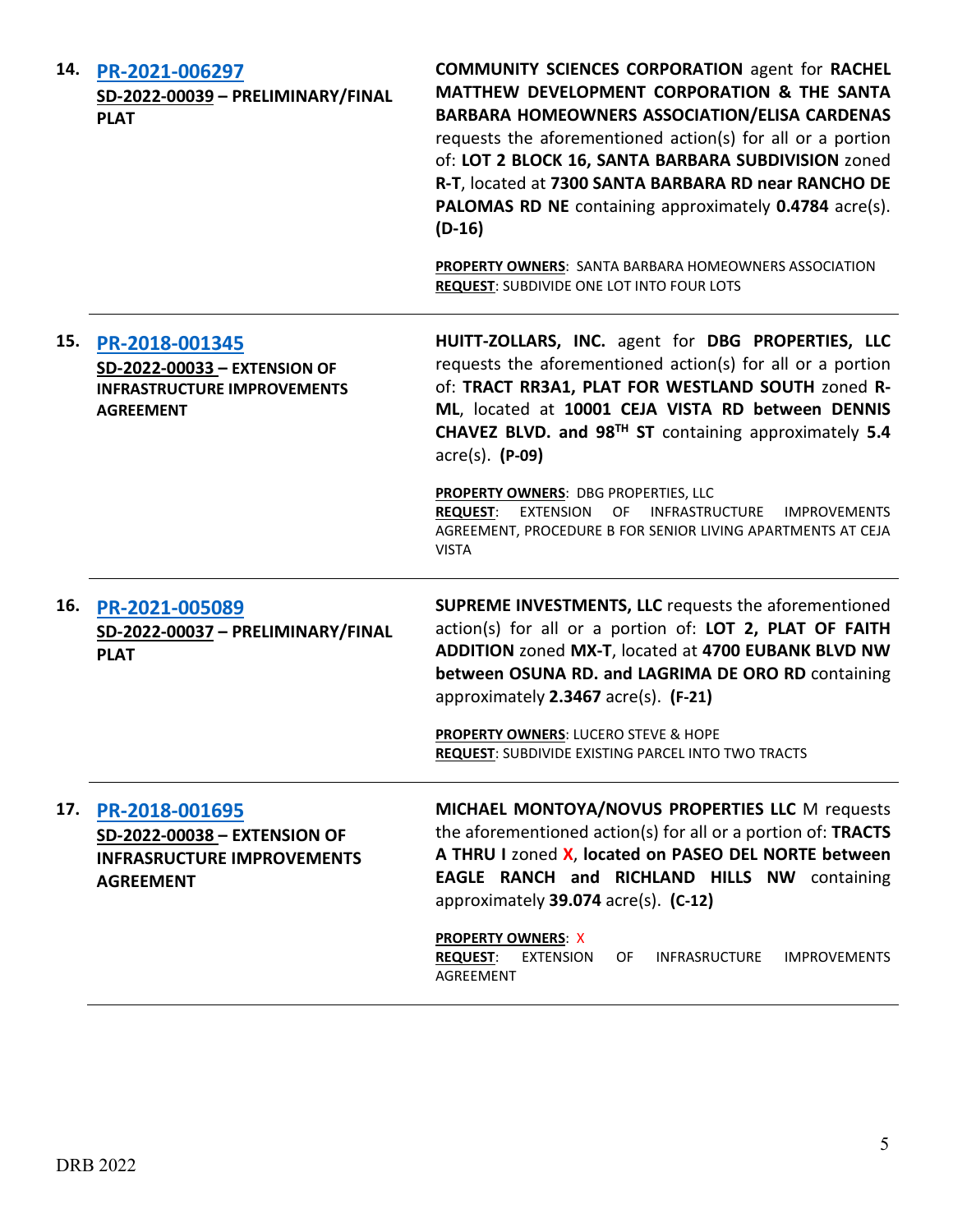| | | |
|---|---|---|
| **14.** | **[PR-2021-006297](#)**<br>**SD-2022-00039 – PRELIMINARY/FINAL PLAT** | **COMMUNITY SCIENCES CORPORATION** agent for **RACHEL MATTHEW DEVELOPMENT CORPORATION & THE SANTA BARBARA HOMEOWNERS ASSOCIATION/ELISA CARDENAS** requests the aforementioned action(s) for all or a portion of: **LOT 2 BLOCK 16, SANTA BARBARA SUBDIVISION** zoned **R-T**, located at **7300 SANTA BARBARA RD near RANCHO DE PALOMAS RD NE** containing approximately **0.4784** acre(s). **(D-16)**<br><br>**PROPERTY OWNERS**: SANTA BARBARA HOMEOWNERS ASSOCIATION<br>**REQUEST**: SUBDIVIDE ONE LOT INTO FOUR LOTS |
| **15.** | **[PR-2018-001345](#)**<br>**SD-2022-00033 – EXTENSION OF INFRASTRUCTURE IMPROVEMENTS AGREEMENT** | **HUITT-ZOLLARS, INC.** agent for **DBG PROPERTIES, LLC** requests the aforementioned action(s) for all or a portion of: **TRACT RR3A1, PLAT FOR WESTLAND SOUTH** zoned **R-ML**, located at **10001 CEJA VISTA RD between DENNIS CHAVEZ BLVD. and 98TH ST** containing approximately **5.4** acre(s). **(P-09)**<br><br>**PROPERTY OWNERS**: DBG PROPERTIES, LLC<br>**REQUEST**: EXTENSION OF INFRASTRUCTURE IMPROVEMENTS AGREEMENT, PROCEDURE B FOR SENIOR LIVING APARTMENTS AT CEJA VISTA |
| **16.** | **[PR-2021-005089](#)**<br>**SD-2022-00037 – PRELIMINARY/FINAL PLAT** | **SUPREME INVESTMENTS, LLC** requests the aforementioned action(s) for all or a portion of: **LOT 2, PLAT OF FAITH ADDITION** zoned **MX-T**, located at **4700 EUBANK BLVD NW between OSUNA RD. and LAGRIMA DE ORO RD** containing approximately **2.3467** acre(s). **(F-21)**<br><br>**PROPERTY OWNERS**: LUCERO STEVE & HOPE<br>**REQUEST**: SUBDIVIDE EXISTING PARCEL INTO TWO TRACTS |
| **17.** | **[PR-2018-001695](#)**<br>**SD-2022-00038 – EXTENSION OF INFRASRUCTURE IMPROVEMENTS AGREEMENT** | **MICHAEL MONTOYA/NOVUS PROPERTIES LLC** M requests the aforementioned action(s) for all or a portion of: **TRACTS A THRU I** zoned **X**, **located on PASEO DEL NORTE between EAGLE RANCH and RICHLAND HILLS NW** containing approximately **39.074** acre(s). **(C-12)**<br><br>**PROPERTY OWNERS**: X<br>**REQUEST**: EXTENSION OF INFRASRUCTURE IMPROVEMENTS AGREEMENT |

DRB 2022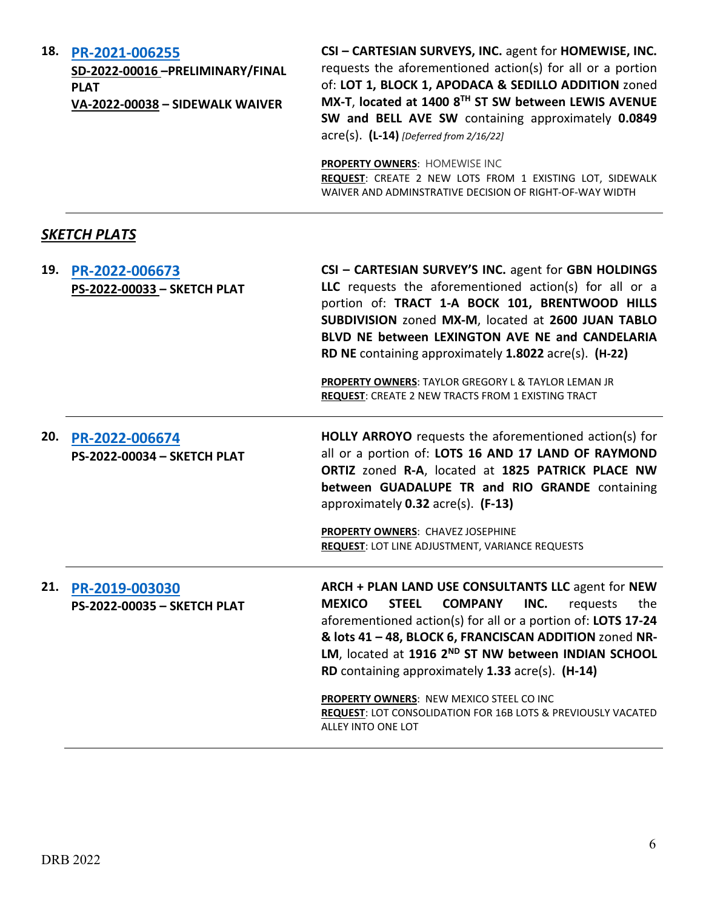**18. [PR-2021-006255](PR-2021-006255)**
**SD-2022-00016 –PRELIMINARY/FINAL PLAT**
**VA-2022-00038 – SIDEWALK WAIVER**

**CSI – CARTESIAN SURVEYS, INC.** agent for **HOMEWISE, INC.** requests the aforementioned action(s) for all or a portion of: **LOT 1, BLOCK 1, APODACA & SEDILLO ADDITION** zoned **MX-T**, **located at 1400 8TH ST SW between LEWIS AVENUE SW and BELL AVE SW** containing approximately **0.0849** acre(s). **(L-14)** *[Deferred from 2/16/22]*

**PROPERTY OWNERS**: HOMEWISE INC
**REQUEST**: CREATE 2 NEW LOTS FROM 1 EXISTING LOT, SIDEWALK WAIVER AND ADMINSTRATIVE DECISION OF RIGHT-OF-WAY WIDTH

---

## *SKETCH PLATS*

**19. [PR-2022-006673](PR-2022-006673)**
**PS-2022-00033 – SKETCH PLAT**

**CSI – CARTESIAN SURVEY'S INC.** agent for **GBN HOLDINGS LLC** requests the aforementioned action(s) for all or a portion of: **TRACT 1-A BOCK 101, BRENTWOOD HILLS SUBDIVISION** zoned **MX-M**, located at **2600 JUAN TABLO BLVD NE between LEXINGTON AVE NE and CANDELARIA RD NE** containing approximately **1.8022** acre(s). **(H-22)**

**PROPERTY OWNERS**: TAYLOR GREGORY L & TAYLOR LEMAN JR
**REQUEST**: CREATE 2 NEW TRACTS FROM 1 EXISTING TRACT

---

**20. [PR-2022-006674](PR-2022-006674)**
**PS-2022-00034 – SKETCH PLAT**

**HOLLY ARROYO** requests the aforementioned action(s) for all or a portion of: **LOTS 16 AND 17 LAND OF RAYMOND ORTIZ** zoned **R-A**, located at **1825 PATRICK PLACE NW between GUADALUPE TR and RIO GRANDE** containing approximately **0.32** acre(s). **(F-13)**

**PROPERTY OWNERS**: CHAVEZ JOSEPHINE
**REQUEST**: LOT LINE ADJUSTMENT, VARIANCE REQUESTS

---

**21. [PR-2019-003030](PR-2019-003030)**
**PS-2022-00035 – SKETCH PLAT**

**ARCH + PLAN LAND USE CONSULTANTS LLC** agent for **NEW MEXICO STEEL COMPANY INC.** requests the aforementioned action(s) for all or a portion of: **LOTS 17-24 & lots 41 – 48, BLOCK 6, FRANCISCAN ADDITION** zoned **NR-LM**, located at **1916 2ND ST NW between INDIAN SCHOOL RD** containing approximately **1.33** acre(s). **(H-14)**

**PROPERTY OWNERS**: NEW MEXICO STEEL CO INC
**REQUEST**: LOT CONSOLIDATION FOR 16B LOTS & PREVIOUSLY VACATED ALLEY INTO ONE LOT

---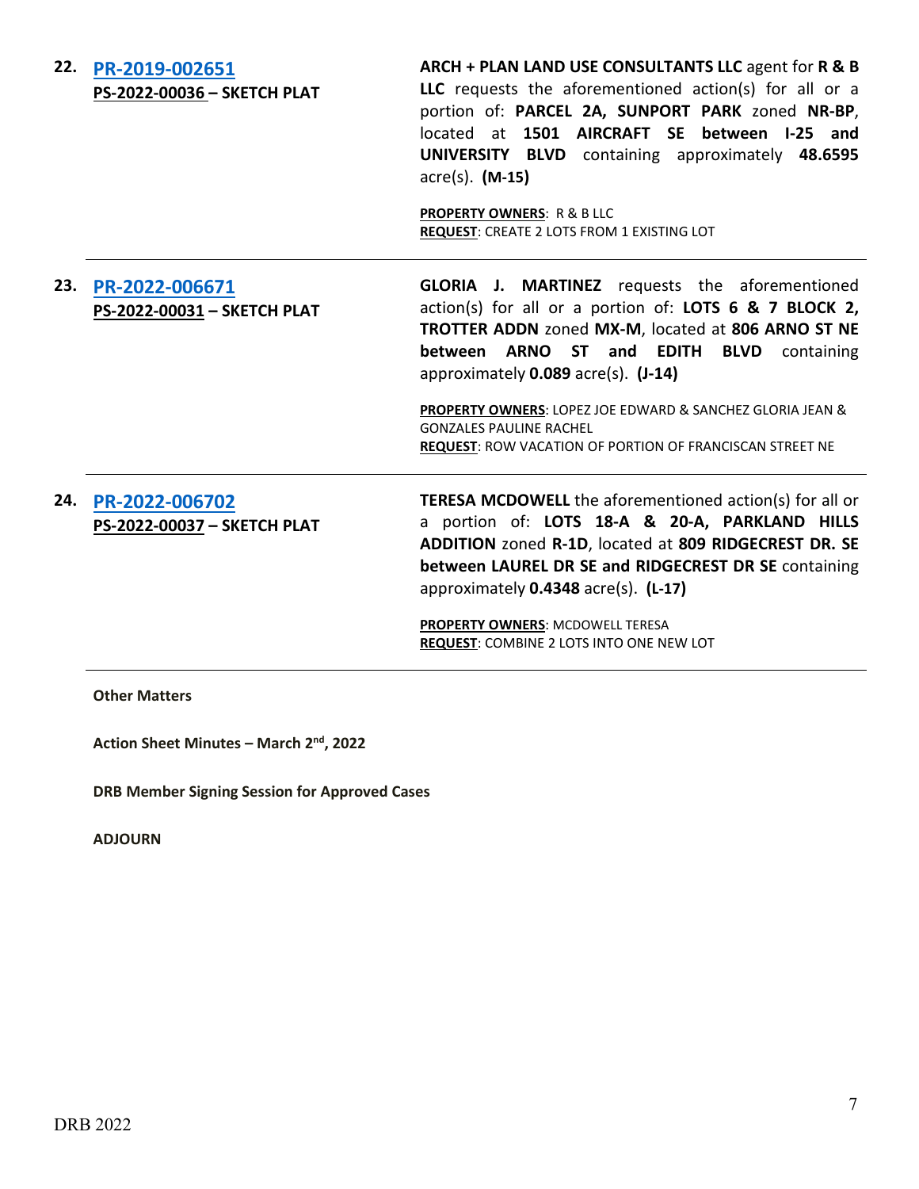**22. [PR-2019-002651](#)**
**PS-2022-00036 – SKETCH PLAT**

**ARCH + PLAN LAND USE CONSULTANTS LLC** agent for **R & B LLC** requests the aforementioned action(s) for all or a portion of: **PARCEL 2A, SUNPORT PARK** zoned **NR-BP**, located at **1501 AIRCRAFT SE between I-25 and UNIVERSITY BLVD** containing approximately **48.6595** acre(s). **(M-15)**

**PROPERTY OWNERS**: R & B LLC
**REQUEST**: CREATE 2 LOTS FROM 1 EXISTING LOT

---

**23. [PR-2022-006671](#)**
**PS-2022-00031 – SKETCH PLAT**

**GLORIA J. MARTINEZ** requests the aforementioned action(s) for all or a portion of: **LOTS 6 & 7 BLOCK 2, TROTTER ADDN** zoned **MX-M**, located at **806 ARNO ST NE between ARNO ST and EDITH BLVD** containing approximately **0.089** acre(s). **(J-14)**

**PROPERTY OWNERS**: LOPEZ JOE EDWARD & SANCHEZ GLORIA JEAN & GONZALES PAULINE RACHEL
**REQUEST**: ROW VACATION OF PORTION OF FRANCISCAN STREET NE

---

**24. [PR-2022-006702](#)**
**PS-2022-00037 – SKETCH PLAT**

**TERESA MCDOWELL** the aforementioned action(s) for all or a portion of: **LOTS 18-A & 20-A, PARKLAND HILLS ADDITION** zoned **R-1D**, located at **809 RIDGECREST DR. SE between LAUREL DR SE and RIDGECREST DR SE** containing approximately **0.4348** acre(s). **(L-17)**

**PROPERTY OWNERS**: MCDOWELL TERESA
**REQUEST**: COMBINE 2 LOTS INTO ONE NEW LOT

---

**Other Matters**

**Action Sheet Minutes – March 2nd, 2022**

**DRB Member Signing Session for Approved Cases**

**ADJOURN**